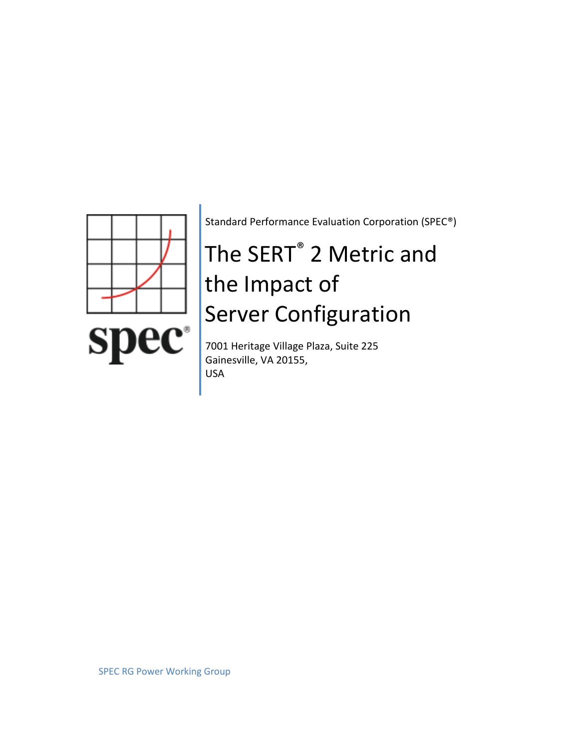Standard Performance Evaluation Corporation (SPEC®)

# The SERT® 2 Metric and the Impact of Server Configuration

7001 Heritage Village Plaza, Suite 225
Gainesville, VA 20155,
USA

SPEC RG Power Working Group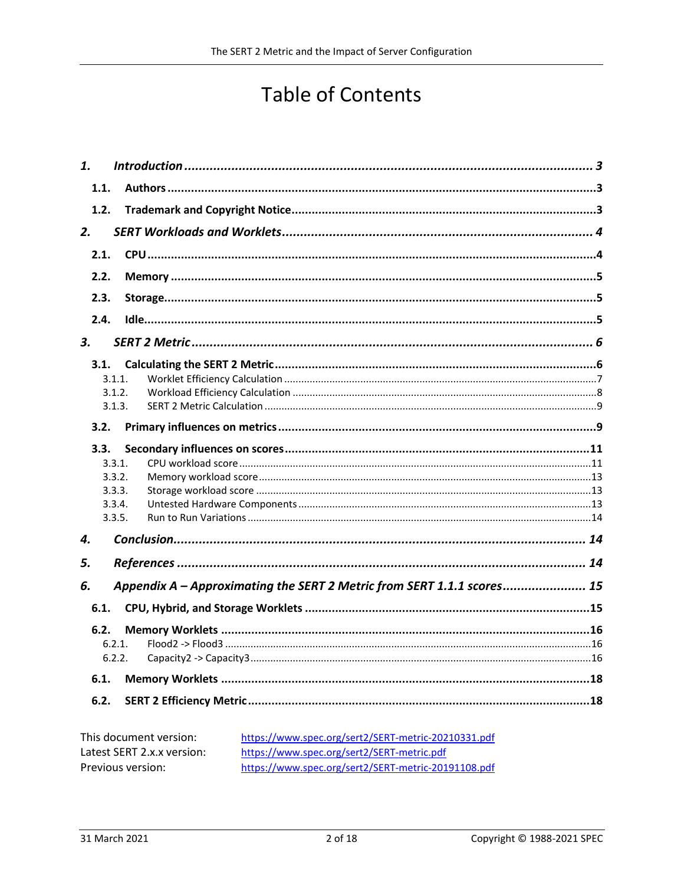# Table of Contents

1. *Introduction* ........ 3
   - 1.1. Authors ........ 3
   - 1.2. Trademark and Copyright Notice ........ 3
2. *SERT Workloads and Worklets* ........ 4
   - 2.1. CPU ........ 4
   - 2.2. Memory ........ 5
   - 2.3. Storage ........ 5
   - 2.4. Idle ........ 5
3. *SERT 2 Metric* ........ 6
   - 3.1. Calculating the SERT 2 Metric ........ 6
     - 3.1.1. Worklet Efficiency Calculation ........ 7
     - 3.1.2. Workload Efficiency Calculation ........ 8
     - 3.1.3. SERT 2 Metric Calculation ........ 9
   - 3.2. Primary influences on metrics ........ 9
   - 3.3. Secondary influences on scores ........ 11
     - 3.3.1. CPU workload score ........ 11
     - 3.3.2. Memory workload score ........ 13
     - 3.3.3. Storage workload score ........ 13
     - 3.3.4. Untested Hardware Components ........ 13
     - 3.3.5. Run to Run Variations ........ 14
4. *Conclusion* ........ 14
5. *References* ........ 14
6. *Appendix A – Approximating the SERT 2 Metric from SERT 1.1.1 scores* ........ 15
   - 6.1. CPU, Hybrid, and Storage Worklets ........ 15
   - 6.2. Memory Worklets ........ 16
     - 6.2.1. Flood2 -> Flood3 ........ 16
     - 6.2.2. Capacity2 -> Capacity3 ........ 16
   - 6.1. Memory Worklets ........ 18
   - 6.2. SERT 2 Efficiency Metric ........ 18

| | |
|---|---|
| This document version: | https://www.spec.org/sert2/SERT-metric-20210331.pdf |
| Latest SERT 2.x.x version: | https://www.spec.org/sert2/SERT-metric.pdf |
| Previous version: | https://www.spec.org/sert2/SERT-metric-20191108.pdf |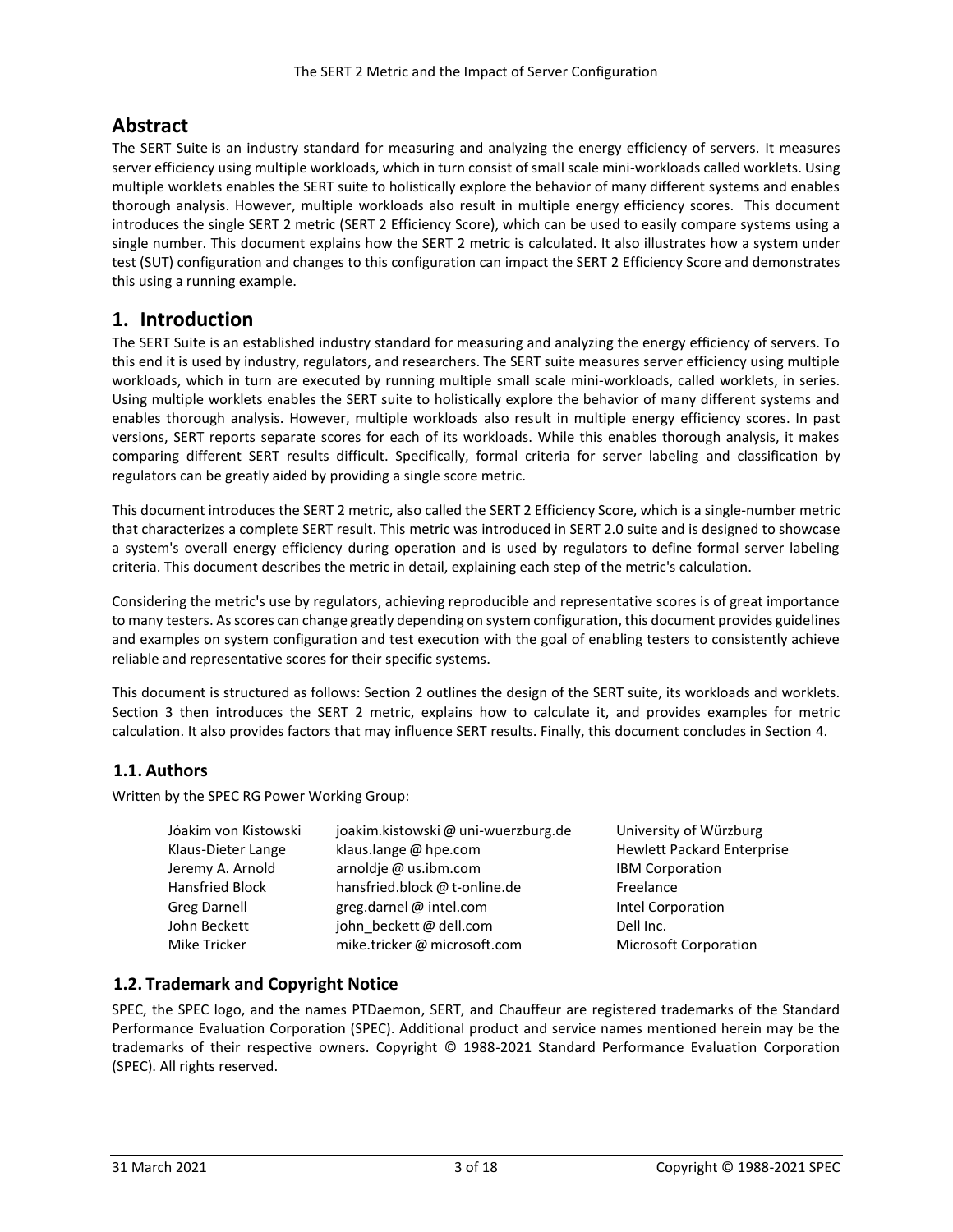## Abstract

The SERT Suite is an industry standard for measuring and analyzing the energy efficiency of servers. It measures server efficiency using multiple workloads, which in turn consist of small scale mini-workloads called worklets. Using multiple worklets enables the SERT suite to holistically explore the behavior of many different systems and enables thorough analysis. However, multiple workloads also result in multiple energy efficiency scores. This document introduces the single SERT 2 metric (SERT 2 Efficiency Score), which can be used to easily compare systems using a single number. This document explains how the SERT 2 metric is calculated. It also illustrates how a system under test (SUT) configuration and changes to this configuration can impact the SERT 2 Efficiency Score and demonstrates this using a running example.

## 1. Introduction

The SERT Suite is an established industry standard for measuring and analyzing the energy efficiency of servers. To this end it is used by industry, regulators, and researchers. The SERT suite measures server efficiency using multiple workloads, which in turn are executed by running multiple small scale mini-workloads, called worklets, in series. Using multiple worklets enables the SERT suite to holistically explore the behavior of many different systems and enables thorough analysis. However, multiple workloads also result in multiple energy efficiency scores. In past versions, SERT reports separate scores for each of its workloads. While this enables thorough analysis, it makes comparing different SERT results difficult. Specifically, formal criteria for server labeling and classification by regulators can be greatly aided by providing a single score metric.

This document introduces the SERT 2 metric, also called the SERT 2 Efficiency Score, which is a single-number metric that characterizes a complete SERT result. This metric was introduced in SERT 2.0 suite and is designed to showcase a system's overall energy efficiency during operation and is used by regulators to define formal server labeling criteria. This document describes the metric in detail, explaining each step of the metric's calculation.

Considering the metric's use by regulators, achieving reproducible and representative scores is of great importance to many testers. As scores can change greatly depending on system configuration, this document provides guidelines and examples on system configuration and test execution with the goal of enabling testers to consistently achieve reliable and representative scores for their specific systems.

This document is structured as follows: Section 2 outlines the design of the SERT suite, its workloads and worklets. Section 3 then introduces the SERT 2 metric, explains how to calculate it, and provides examples for metric calculation. It also provides factors that may influence SERT results. Finally, this document concludes in Section 4.

### 1.1. Authors

Written by the SPEC RG Power Working Group:

| | | |
|---|---|---|
| Jóakim von Kistowski | joakim.kistowski @ uni-wuerzburg.de | University of Würzburg |
| Klaus-Dieter Lange | klaus.lange @ hpe.com | Hewlett Packard Enterprise |
| Jeremy A. Arnold | arnoldje @ us.ibm.com | IBM Corporation |
| Hansfried Block | hansfried.block @ t-online.de | Freelance |
| Greg Darnell | greg.darnel @ intel.com | Intel Corporation |
| John Beckett | john_beckett @ dell.com | Dell Inc. |
| Mike Tricker | mike.tricker @ microsoft.com | Microsoft Corporation |

### 1.2. Trademark and Copyright Notice

SPEC, the SPEC logo, and the names PTDaemon, SERT, and Chauffeur are registered trademarks of the Standard Performance Evaluation Corporation (SPEC). Additional product and service names mentioned herein may be the trademarks of their respective owners. Copyright © 1988-2021 Standard Performance Evaluation Corporation (SPEC). All rights reserved.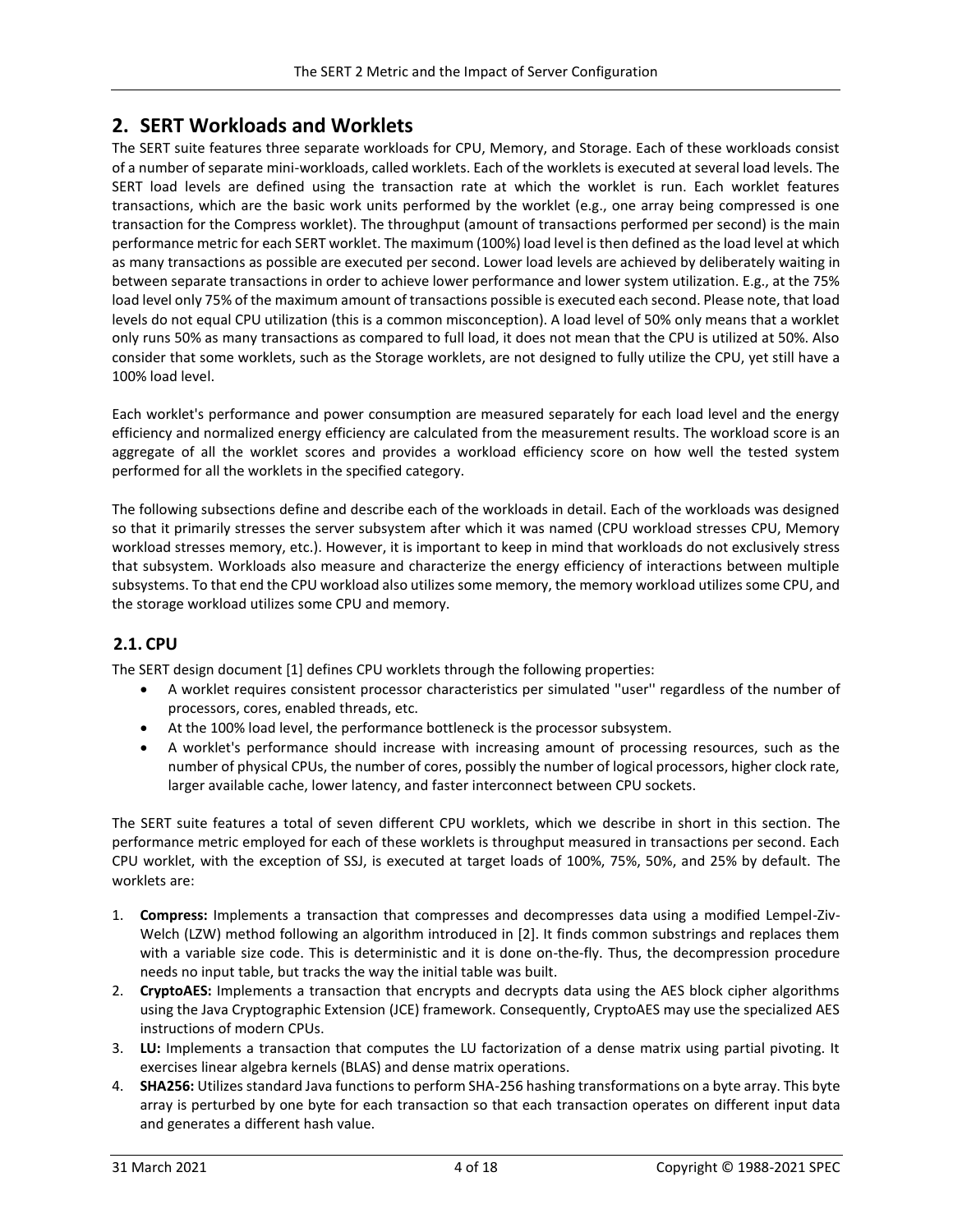## 2. SERT Workloads and Worklets

The SERT suite features three separate workloads for CPU, Memory, and Storage. Each of these workloads consist of a number of separate mini-workloads, called worklets. Each of the worklets is executed at several load levels. The SERT load levels are defined using the transaction rate at which the worklet is run. Each worklet features transactions, which are the basic work units performed by the worklet (e.g., one array being compressed is one transaction for the Compress worklet). The throughput (amount of transactions performed per second) is the main performance metric for each SERT worklet. The maximum (100%) load level is then defined as the load level at which as many transactions as possible are executed per second. Lower load levels are achieved by deliberately waiting in between separate transactions in order to achieve lower performance and lower system utilization. E.g., at the 75% load level only 75% of the maximum amount of transactions possible is executed each second. Please note, that load levels do not equal CPU utilization (this is a common misconception). A load level of 50% only means that a worklet only runs 50% as many transactions as compared to full load, it does not mean that the CPU is utilized at 50%. Also consider that some worklets, such as the Storage worklets, are not designed to fully utilize the CPU, yet still have a 100% load level.

Each worklet's performance and power consumption are measured separately for each load level and the energy efficiency and normalized energy efficiency are calculated from the measurement results. The workload score is an aggregate of all the worklet scores and provides a workload efficiency score on how well the tested system performed for all the worklets in the specified category.

The following subsections define and describe each of the workloads in detail. Each of the workloads was designed so that it primarily stresses the server subsystem after which it was named (CPU workload stresses CPU, Memory workload stresses memory, etc.). However, it is important to keep in mind that workloads do not exclusively stress that subsystem. Workloads also measure and characterize the energy efficiency of interactions between multiple subsystems. To that end the CPU workload also utilizes some memory, the memory workload utilizes some CPU, and the storage workload utilizes some CPU and memory.

### 2.1. CPU

The SERT design document [1] defines CPU worklets through the following properties:

- A worklet requires consistent processor characteristics per simulated ''user'' regardless of the number of processors, cores, enabled threads, etc.
- At the 100% load level, the performance bottleneck is the processor subsystem.
- A worklet's performance should increase with increasing amount of processing resources, such as the number of physical CPUs, the number of cores, possibly the number of logical processors, higher clock rate, larger available cache, lower latency, and faster interconnect between CPU sockets.

The SERT suite features a total of seven different CPU worklets, which we describe in short in this section. The performance metric employed for each of these worklets is throughput measured in transactions per second. Each CPU worklet, with the exception of SSJ, is executed at target loads of 100%, 75%, 50%, and 25% by default. The worklets are:

1. **Compress:** Implements a transaction that compresses and decompresses data using a modified Lempel-Ziv-Welch (LZW) method following an algorithm introduced in [2]. It finds common substrings and replaces them with a variable size code. This is deterministic and it is done on-the-fly. Thus, the decompression procedure needs no input table, but tracks the way the initial table was built.
2. **CryptoAES:** Implements a transaction that encrypts and decrypts data using the AES block cipher algorithms using the Java Cryptographic Extension (JCE) framework. Consequently, CryptoAES may use the specialized AES instructions of modern CPUs.
3. **LU:** Implements a transaction that computes the LU factorization of a dense matrix using partial pivoting. It exercises linear algebra kernels (BLAS) and dense matrix operations.
4. **SHA256:** Utilizes standard Java functions to perform SHA-256 hashing transformations on a byte array. This byte array is perturbed by one byte for each transaction so that each transaction operates on different input data and generates a different hash value.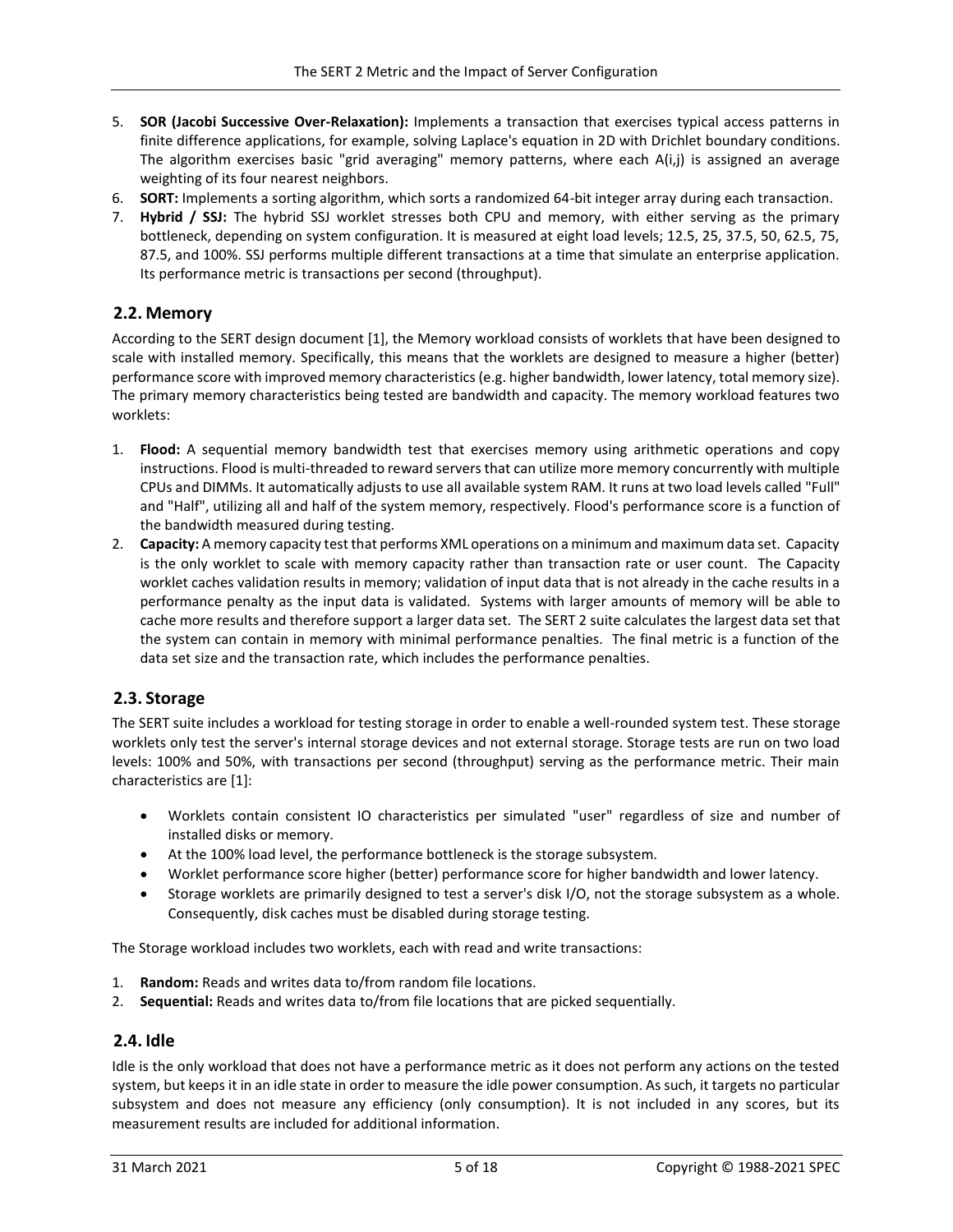5. **SOR (Jacobi Successive Over-Relaxation):** Implements a transaction that exercises typical access patterns in finite difference applications, for example, solving Laplace's equation in 2D with Drichlet boundary conditions. The algorithm exercises basic "grid averaging" memory patterns, where each A(i,j) is assigned an average weighting of its four nearest neighbors.
6. **SORT:** Implements a sorting algorithm, which sorts a randomized 64-bit integer array during each transaction.
7. **Hybrid / SSJ:** The hybrid SSJ worklet stresses both CPU and memory, with either serving as the primary bottleneck, depending on system configuration. It is measured at eight load levels; 12.5, 25, 37.5, 50, 62.5, 75, 87.5, and 100%. SSJ performs multiple different transactions at a time that simulate an enterprise application. Its performance metric is transactions per second (throughput).

## 2.2. Memory

According to the SERT design document [1], the Memory workload consists of worklets that have been designed to scale with installed memory. Specifically, this means that the worklets are designed to measure a higher (better) performance score with improved memory characteristics (e.g. higher bandwidth, lower latency, total memory size). The primary memory characteristics being tested are bandwidth and capacity. The memory workload features two worklets:

1. **Flood:** A sequential memory bandwidth test that exercises memory using arithmetic operations and copy instructions. Flood is multi-threaded to reward servers that can utilize more memory concurrently with multiple CPUs and DIMMs. It automatically adjusts to use all available system RAM. It runs at two load levels called "Full" and "Half", utilizing all and half of the system memory, respectively. Flood's performance score is a function of the bandwidth measured during testing.
2. **Capacity:** A memory capacity test that performs XML operations on a minimum and maximum data set. Capacity is the only worklet to scale with memory capacity rather than transaction rate or user count. The Capacity worklet caches validation results in memory; validation of input data that is not already in the cache results in a performance penalty as the input data is validated. Systems with larger amounts of memory will be able to cache more results and therefore support a larger data set. The SERT 2 suite calculates the largest data set that the system can contain in memory with minimal performance penalties. The final metric is a function of the data set size and the transaction rate, which includes the performance penalties.

## 2.3. Storage

The SERT suite includes a workload for testing storage in order to enable a well-rounded system test. These storage worklets only test the server's internal storage devices and not external storage. Storage tests are run on two load levels: 100% and 50%, with transactions per second (throughput) serving as the performance metric. Their main characteristics are [1]:

- Worklets contain consistent IO characteristics per simulated "user" regardless of size and number of installed disks or memory.
- At the 100% load level, the performance bottleneck is the storage subsystem.
- Worklet performance score higher (better) performance score for higher bandwidth and lower latency.
- Storage worklets are primarily designed to test a server's disk I/O, not the storage subsystem as a whole. Consequently, disk caches must be disabled during storage testing.

The Storage workload includes two worklets, each with read and write transactions:

1. **Random:** Reads and writes data to/from random file locations.
2. **Sequential:** Reads and writes data to/from file locations that are picked sequentially.

## 2.4. Idle

Idle is the only workload that does not have a performance metric as it does not perform any actions on the tested system, but keeps it in an idle state in order to measure the idle power consumption. As such, it targets no particular subsystem and does not measure any efficiency (only consumption). It is not included in any scores, but its measurement results are included for additional information.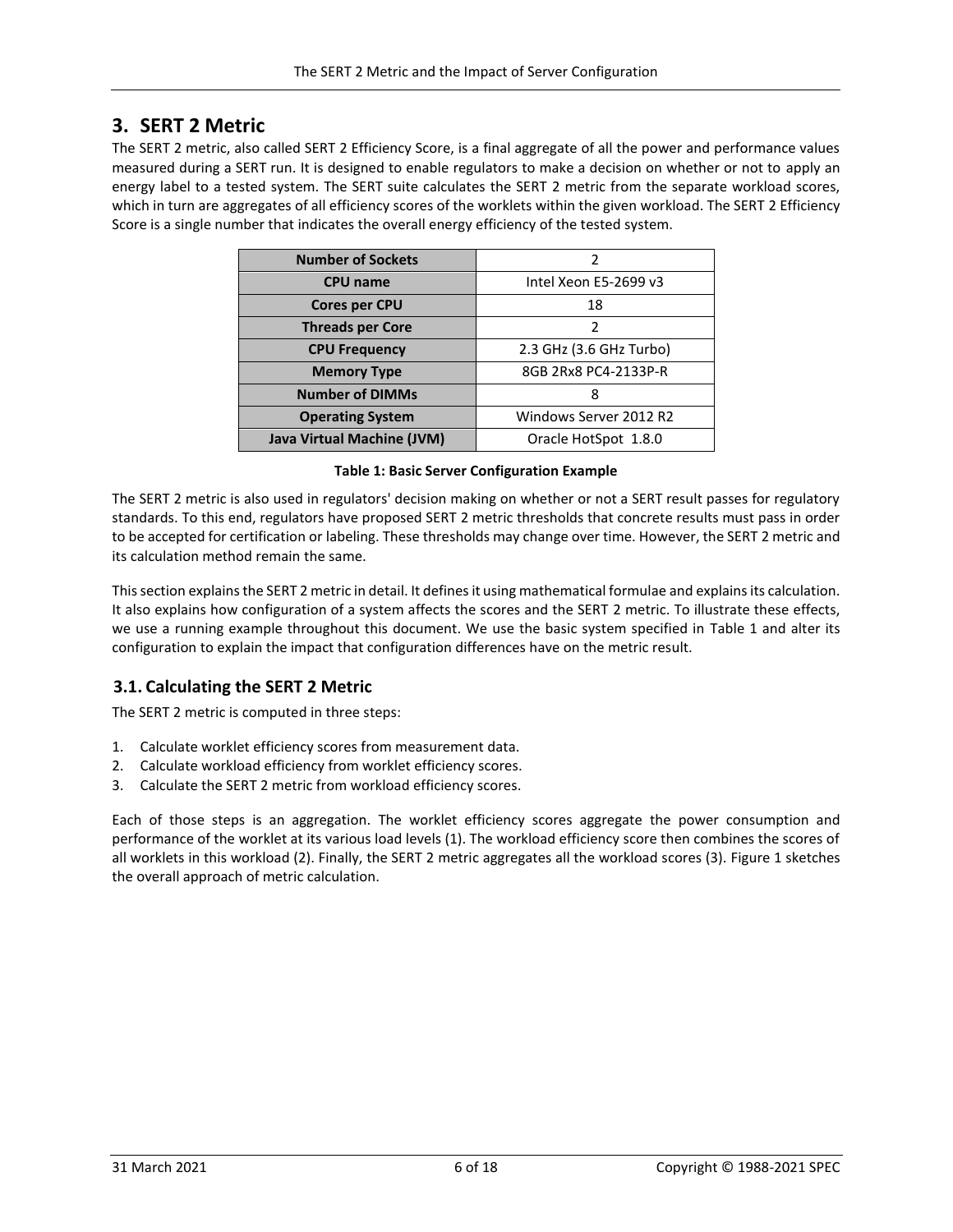# 3. SERT 2 Metric

The SERT 2 metric, also called SERT 2 Efficiency Score, is a final aggregate of all the power and performance values measured during a SERT run. It is designed to enable regulators to make a decision on whether or not to apply an energy label to a tested system. The SERT suite calculates the SERT 2 metric from the separate workload scores, which in turn are aggregates of all efficiency scores of the worklets within the given workload. The SERT 2 Efficiency Score is a single number that indicates the overall energy efficiency of the tested system.

| Number of Sockets | 2 |
|---|---|
| **CPU name** | Intel Xeon E5-2699 v3 |
| **Cores per CPU** | 18 |
| **Threads per Core** | 2 |
| **CPU Frequency** | 2.3 GHz (3.6 GHz Turbo) |
| **Memory Type** | 8GB 2Rx8 PC4-2133P-R |
| **Number of DIMMs** | 8 |
| **Operating System** | Windows Server 2012 R2 |
| **Java Virtual Machine (JVM)** | Oracle HotSpot 1.8.0 |

**Table 1: Basic Server Configuration Example**

The SERT 2 metric is also used in regulators' decision making on whether or not a SERT result passes for regulatory standards. To this end, regulators have proposed SERT 2 metric thresholds that concrete results must pass in order to be accepted for certification or labeling. These thresholds may change over time. However, the SERT 2 metric and its calculation method remain the same.

This section explains the SERT 2 metric in detail. It defines it using mathematical formulae and explains its calculation. It also explains how configuration of a system affects the scores and the SERT 2 metric. To illustrate these effects, we use a running example throughout this document. We use the basic system specified in Table 1 and alter its configuration to explain the impact that configuration differences have on the metric result.

## 3.1. Calculating the SERT 2 Metric

The SERT 2 metric is computed in three steps:

1. Calculate worklet efficiency scores from measurement data.
2. Calculate workload efficiency from worklet efficiency scores.
3. Calculate the SERT 2 metric from workload efficiency scores.

Each of those steps is an aggregation. The worklet efficiency scores aggregate the power consumption and performance of the worklet at its various load levels (1). The workload efficiency score then combines the scores of all worklets in this workload (2). Finally, the SERT 2 metric aggregates all the workload scores (3). Figure 1 sketches the overall approach of metric calculation.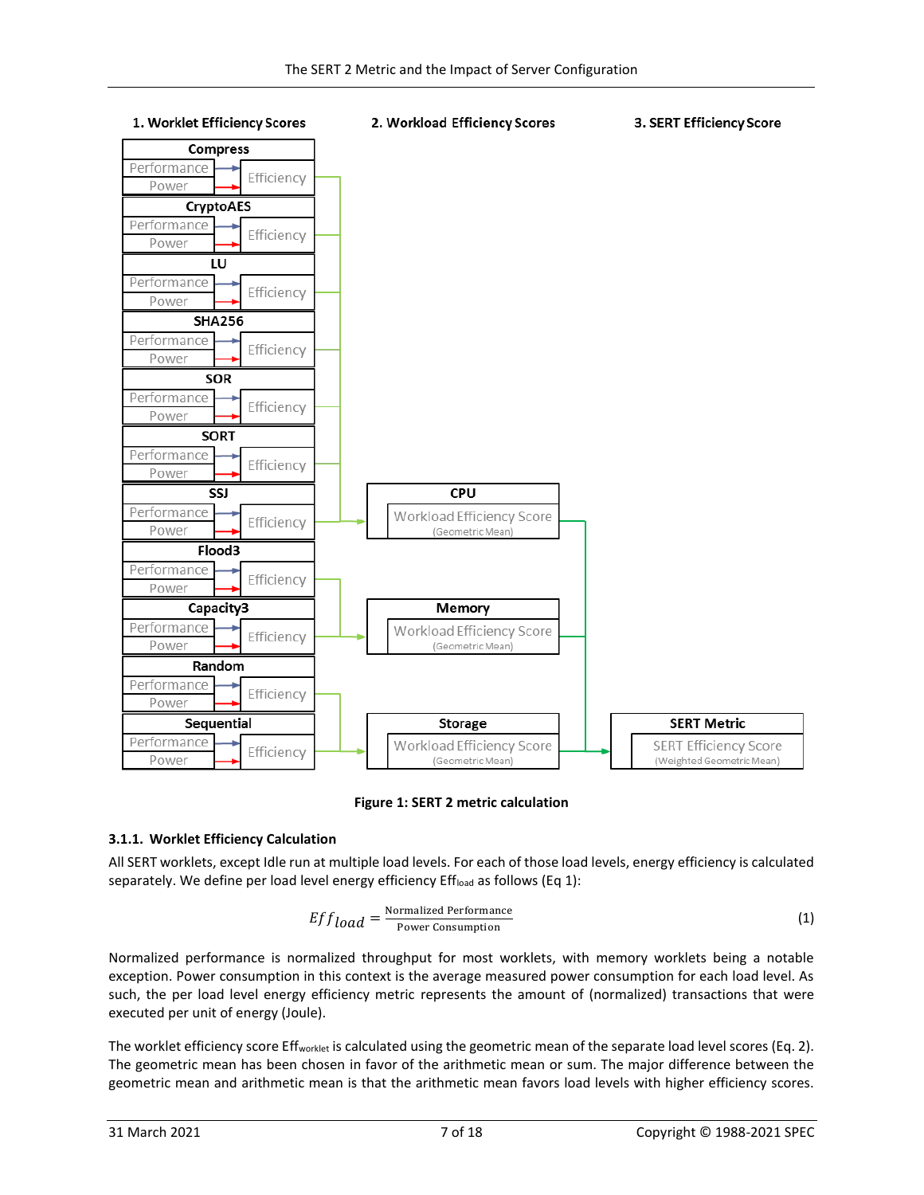**1. Worklet Efficiency Scores** | **2. Workload Efficiency Scores** | **3. SERT Efficiency Score**

- Compress: Performance, Power → Efficiency
- CryptoAES: Performance, Power → Efficiency
- LU: Performance, Power → Efficiency
- SHA256: Performance, Power → Efficiency
- SOR: Performance, Power → Efficiency
- SORT: Performance, Power → Efficiency
- SSJ: Performance, Power → Efficiency
  → **CPU**: Workload Efficiency Score (Geometric Mean)
- Flood3: Performance, Power → Efficiency
- Capacity3: Performance, Power → Efficiency
  → **Memory**: Workload Efficiency Score (Geometric Mean)
- Random: Performance, Power → Efficiency
- Sequential: Performance, Power → Efficiency
  → **Storage**: Workload Efficiency Score (Geometric Mean)

CPU, Memory, Storage → **SERT Metric**: SERT Efficiency Score (Weighted Geometric Mean)

**Figure 1: SERT 2 metric calculation**

### 3.1.1. Worklet Efficiency Calculation

All SERT worklets, except Idle run at multiple load levels. For each of those load levels, energy efficiency is calculated separately. We define per load level energy efficiency $Eff_{load}$ as follows (Eq 1):

$$Eff_{load} = \frac{\text{Normalized Performance}}{\text{Power Consumption}} \quad (1)$$

Normalized performance is normalized throughput for most worklets, with memory worklets being a notable exception. Power consumption in this context is the average measured power consumption for each load level. As such, the per load level energy efficiency metric represents the amount of (normalized) transactions that were executed per unit of energy (Joule).

The worklet efficiency score $Eff_{worklet}$ is calculated using the geometric mean of the separate load level scores (Eq. 2). The geometric mean has been chosen in favor of the arithmetic mean or sum. The major difference between the geometric mean and arithmetic mean is that the arithmetic mean favors load levels with higher efficiency scores.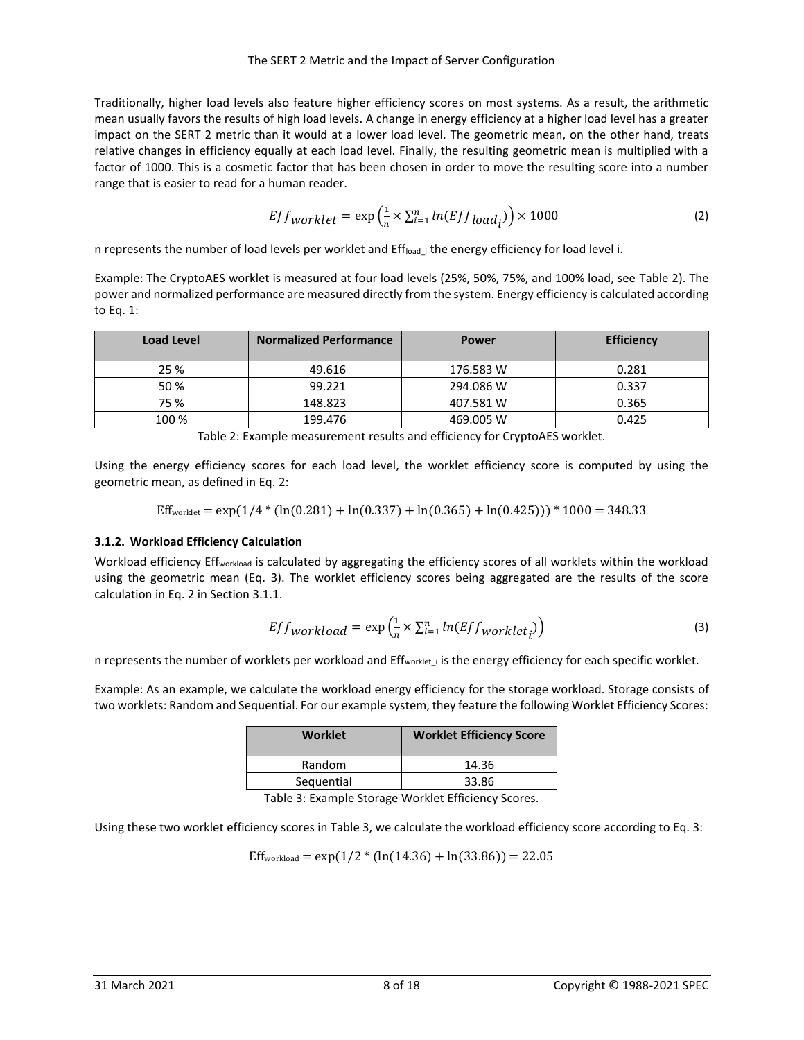Traditionally, higher load levels also feature higher efficiency scores on most systems. As a result, the arithmetic mean usually favors the results of high load levels. A change in energy efficiency at a higher load level has a greater impact on the SERT 2 metric than it would at a lower load level. The geometric mean, on the other hand, treats relative changes in efficiency equally at each load level. Finally, the resulting geometric mean is multiplied with a factor of 1000. This is a cosmetic factor that has been chosen in order to move the resulting score into a number range that is easier to read for a human reader.

$$Eff_{worklet} = \exp\left(\frac{1}{n} \times \sum_{i=1}^{n} ln(Eff_{load_i})\right) \times 1000 \tag{2}$$

n represents the number of load levels per worklet and $Eff_{load\_i}$ the energy efficiency for load level i.

Example: The CryptoAES worklet is measured at four load levels (25%, 50%, 75%, and 100% load, see Table 2). The power and normalized performance are measured directly from the system. Energy efficiency is calculated according to Eq. 1:

| Load Level | Normalized Performance | Power | Efficiency |
|---|---|---|---|
| 25 % | 49.616 | 176.583 W | 0.281 |
| 50 % | 99.221 | 294.086 W | 0.337 |
| 75 % | 148.823 | 407.581 W | 0.365 |
| 100 % | 199.476 | 469.005 W | 0.425 |

Table 2: Example measurement results and efficiency for CryptoAES worklet.

Using the energy efficiency scores for each load level, the worklet efficiency score is computed by using the geometric mean, as defined in Eq. 2:

$$Eff_{worklet} = \exp(1/4 * (\ln(0.281) + \ln(0.337) + \ln(0.365) + \ln(0.425))) * 1000 = 348.33$$

### 3.1.2. Workload Efficiency Calculation

Workload efficiency $Eff_{workload}$ is calculated by aggregating the efficiency scores of all worklets within the workload using the geometric mean (Eq. 3). The worklet efficiency scores being aggregated are the results of the score calculation in Eq. 2 in Section 3.1.1.

$$Eff_{workload} = \exp\left(\frac{1}{n} \times \sum_{i=1}^{n} ln(Eff_{worklet_i})\right) \tag{3}$$

n represents the number of worklets per workload and $Eff_{worklet\_i}$ is the energy efficiency for each specific worklet.

Example: As an example, we calculate the workload energy efficiency for the storage workload. Storage consists of two worklets: Random and Sequential. For our example system, they feature the following Worklet Efficiency Scores:

| Worklet | Worklet Efficiency Score |
|---|---|
| Random | 14.36 |
| Sequential | 33.86 |

Table 3: Example Storage Worklet Efficiency Scores.

Using these two worklet efficiency scores in Table 3, we calculate the workload efficiency score according to Eq. 3:

$$Eff_{workload} = \exp(1/2 * (\ln(14.36) + \ln(33.86)) = 22.05$$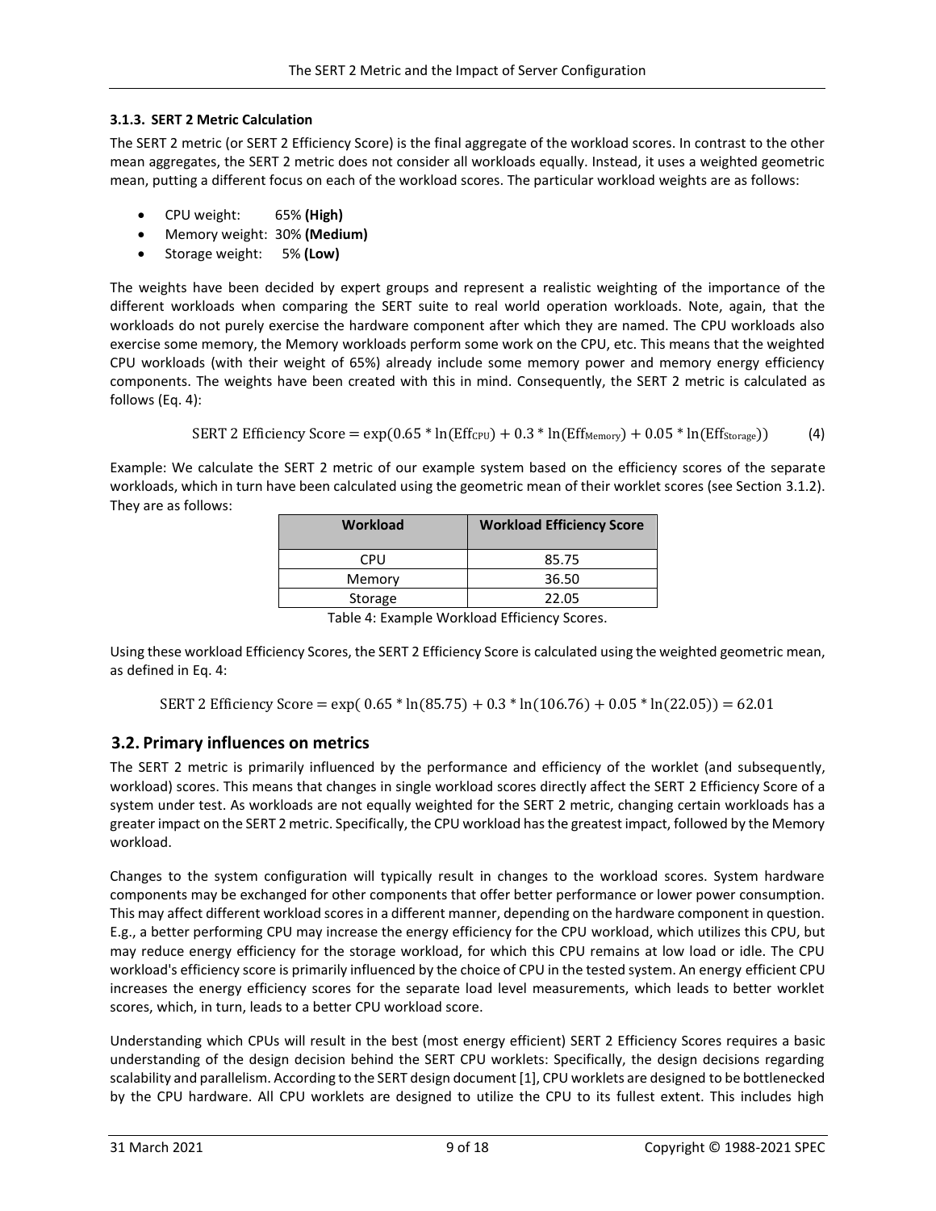### 3.1.3. SERT 2 Metric Calculation

The SERT 2 metric (or SERT 2 Efficiency Score) is the final aggregate of the workload scores. In contrast to the other mean aggregates, the SERT 2 metric does not consider all workloads equally. Instead, it uses a weighted geometric mean, putting a different focus on each of the workload scores. The particular workload weights are as follows:

- CPU weight: 65% **(High)**
- Memory weight: 30% **(Medium)**
- Storage weight: 5% **(Low)**

The weights have been decided by expert groups and represent a realistic weighting of the importance of the different workloads when comparing the SERT suite to real world operation workloads. Note, again, that the workloads do not purely exercise the hardware component after which they are named. The CPU workloads also exercise some memory, the Memory workloads perform some work on the CPU, etc. This means that the weighted CPU workloads (with their weight of 65%) already include some memory power and memory energy efficiency components. The weights have been created with this in mind. Consequently, the SERT 2 metric is calculated as follows (Eq. 4):

$$\text{SERT 2 Efficiency Score} = \exp(0.65 * \ln(\text{Eff}_{\text{CPU}}) + 0.3 * \ln(\text{Eff}_{\text{Memory}}) + 0.05 * \ln(\text{Eff}_{\text{Storage}})) \quad (4)$$

Example: We calculate the SERT 2 metric of our example system based on the efficiency scores of the separate workloads, which in turn have been calculated using the geometric mean of their worklet scores (see Section 3.1.2). They are as follows:

| Workload | Workload Efficiency Score |
|---|---|
| CPU | 85.75 |
| Memory | 36.50 |
| Storage | 22.05 |

Table 4: Example Workload Efficiency Scores.

Using these workload Efficiency Scores, the SERT 2 Efficiency Score is calculated using the weighted geometric mean, as defined in Eq. 4:

$$\text{SERT 2 Efficiency Score} = \exp(\ 0.65 * \ln(85.75) + 0.3 * \ln(106.76) + 0.05 * \ln(22.05)) = 62.01$$

## 3.2. Primary influences on metrics

The SERT 2 metric is primarily influenced by the performance and efficiency of the worklet (and subsequently, workload) scores. This means that changes in single workload scores directly affect the SERT 2 Efficiency Score of a system under test. As workloads are not equally weighted for the SERT 2 metric, changing certain workloads has a greater impact on the SERT 2 metric. Specifically, the CPU workload has the greatest impact, followed by the Memory workload.

Changes to the system configuration will typically result in changes to the workload scores. System hardware components may be exchanged for other components that offer better performance or lower power consumption. This may affect different workload scores in a different manner, depending on the hardware component in question. E.g., a better performing CPU may increase the energy efficiency for the CPU workload, which utilizes this CPU, but may reduce energy efficiency for the storage workload, for which this CPU remains at low load or idle. The CPU workload's efficiency score is primarily influenced by the choice of CPU in the tested system. An energy efficient CPU increases the energy efficiency scores for the separate load level measurements, which leads to better worklet scores, which, in turn, leads to a better CPU workload score.

Understanding which CPUs will result in the best (most energy efficient) SERT 2 Efficiency Scores requires a basic understanding of the design decision behind the SERT CPU worklets: Specifically, the design decisions regarding scalability and parallelism. According to the SERT design document [1], CPU worklets are designed to be bottlenecked by the CPU hardware. All CPU worklets are designed to utilize the CPU to its fullest extent. This includes high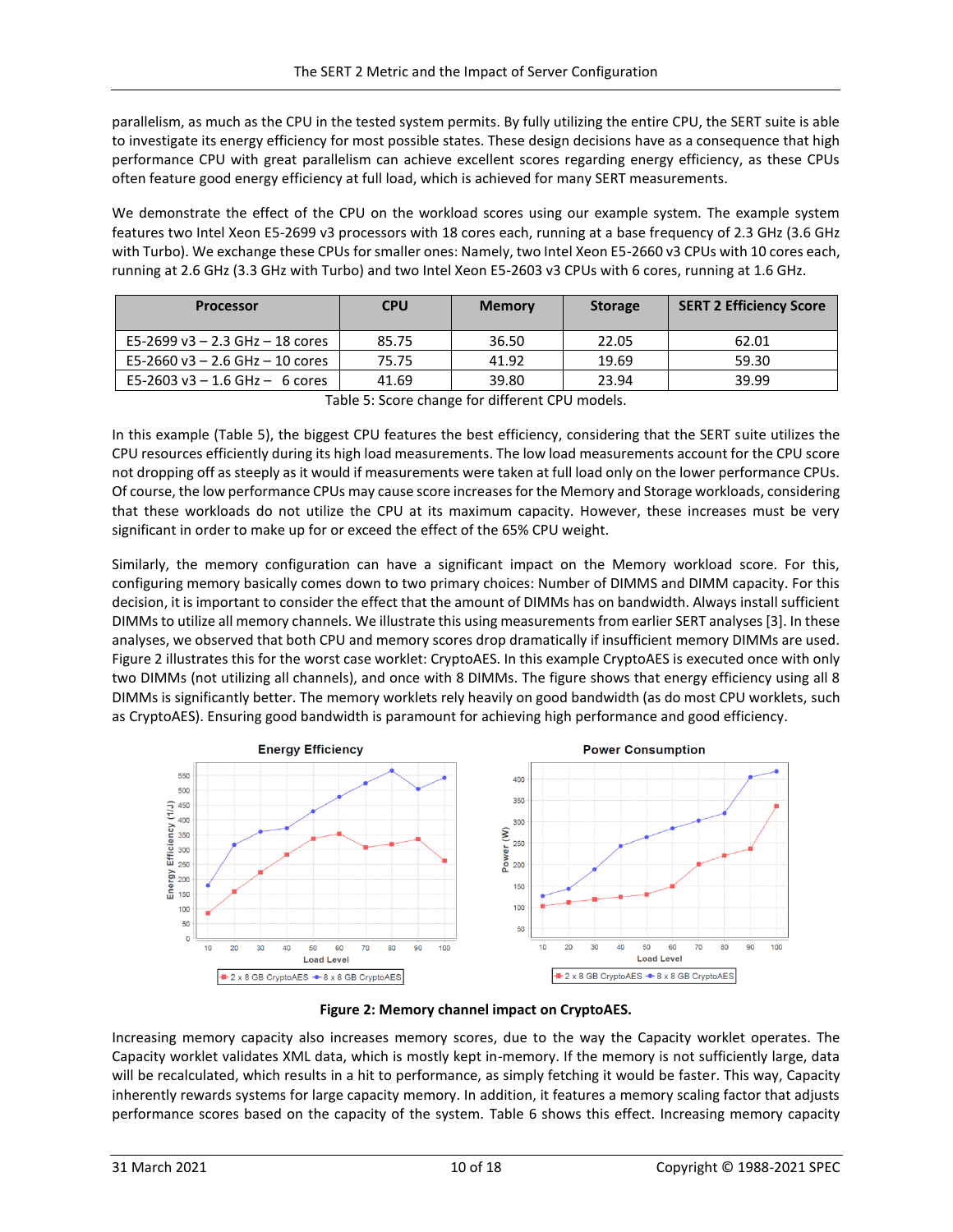parallelism, as much as the CPU in the tested system permits. By fully utilizing the entire CPU, the SERT suite is able to investigate its energy efficiency for most possible states. These design decisions have as a consequence that high performance CPU with great parallelism can achieve excellent scores regarding energy efficiency, as these CPUs often feature good energy efficiency at full load, which is achieved for many SERT measurements.

We demonstrate the effect of the CPU on the workload scores using our example system. The example system features two Intel Xeon E5-2699 v3 processors with 18 cores each, running at a base frequency of 2.3 GHz (3.6 GHz with Turbo). We exchange these CPUs for smaller ones: Namely, two Intel Xeon E5-2660 v3 CPUs with 10 cores each, running at 2.6 GHz (3.3 GHz with Turbo) and two Intel Xeon E5-2603 v3 CPUs with 6 cores, running at 1.6 GHz.

| Processor | CPU | Memory | Storage | SERT 2 Efficiency Score |
|---|---|---|---|---|
| E5-2699 v3 – 2.3 GHz – 18 cores | 85.75 | 36.50 | 22.05 | 62.01 |
| E5-2660 v3 – 2.6 GHz – 10 cores | 75.75 | 41.92 | 19.69 | 59.30 |
| E5-2603 v3 – 1.6 GHz – 6 cores | 41.69 | 39.80 | 23.94 | 39.99 |

Table 5: Score change for different CPU models.

In this example (Table 5), the biggest CPU features the best efficiency, considering that the SERT suite utilizes the CPU resources efficiently during its high load measurements. The low load measurements account for the CPU score not dropping off as steeply as it would if measurements were taken at full load only on the lower performance CPUs. Of course, the low performance CPUs may cause score increases for the Memory and Storage workloads, considering that these workloads do not utilize the CPU at its maximum capacity. However, these increases must be very significant in order to make up for or exceed the effect of the 65% CPU weight.

Similarly, the memory configuration can have a significant impact on the Memory workload score. For this, configuring memory basically comes down to two primary choices: Number of DIMMS and DIMM capacity. For this decision, it is important to consider the effect that the amount of DIMMs has on bandwidth. Always install sufficient DIMMs to utilize all memory channels. We illustrate this using measurements from earlier SERT analyses [3]. In these analyses, we observed that both CPU and memory scores drop dramatically if insufficient memory DIMMs are used. Figure 2 illustrates this for the worst case worklet: CryptoAES. In this example CryptoAES is executed once with only two DIMMs (not utilizing all channels), and once with 8 DIMMs. The figure shows that energy efficiency using all 8 DIMMs is significantly better. The memory worklets rely heavily on good bandwidth (as do most CPU worklets, such as CryptoAES). Ensuring good bandwidth is paramount for achieving high performance and good efficiency.

**Figure 2: Memory channel impact on CryptoAES.**

Increasing memory capacity also increases memory scores, due to the way the Capacity worklet operates. The Capacity worklet validates XML data, which is mostly kept in-memory. If the memory is not sufficiently large, data will be recalculated, which results in a hit to performance, as simply fetching it would be faster. This way, Capacity inherently rewards systems for large capacity memory. In addition, it features a memory scaling factor that adjusts performance scores based on the capacity of the system. Table 6 shows this effect. Increasing memory capacity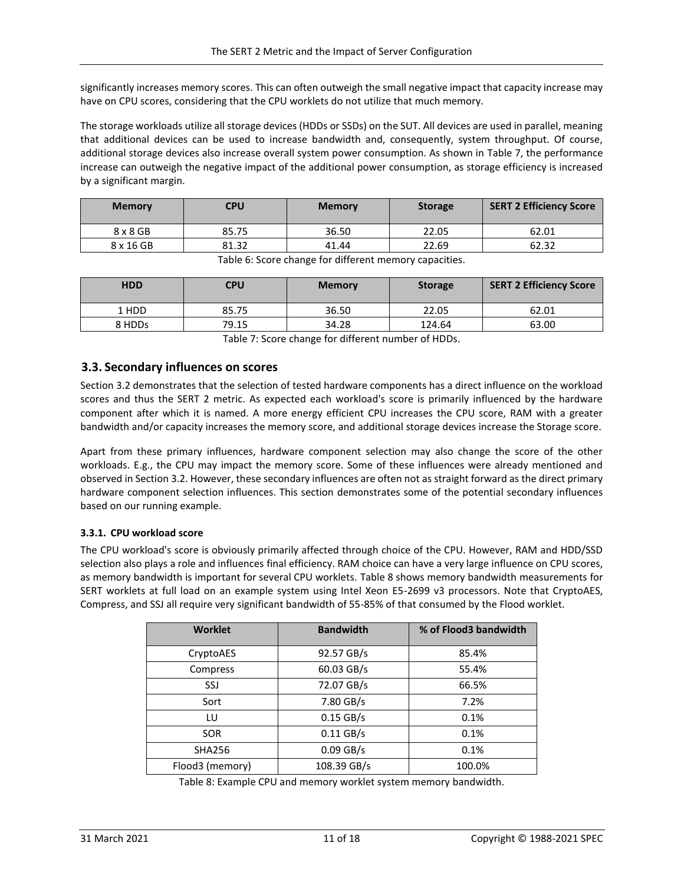significantly increases memory scores. This can often outweigh the small negative impact that capacity increase may have on CPU scores, considering that the CPU worklets do not utilize that much memory.

The storage workloads utilize all storage devices (HDDs or SSDs) on the SUT. All devices are used in parallel, meaning that additional devices can be used to increase bandwidth and, consequently, system throughput. Of course, additional storage devices also increase overall system power consumption. As shown in Table 7, the performance increase can outweigh the negative impact of the additional power consumption, as storage efficiency is increased by a significant margin.

| Memory | CPU | Memory | Storage | SERT 2 Efficiency Score |
|---|---|---|---|---|
| 8 x 8 GB | 85.75 | 36.50 | 22.05 | 62.01 |
| 8 x 16 GB | 81.32 | 41.44 | 22.69 | 62.32 |

Table 6: Score change for different memory capacities.

| HDD | CPU | Memory | Storage | SERT 2 Efficiency Score |
|---|---|---|---|---|
| 1 HDD | 85.75 | 36.50 | 22.05 | 62.01 |
| 8 HDDs | 79.15 | 34.28 | 124.64 | 63.00 |

Table 7: Score change for different number of HDDs.

## 3.3. Secondary influences on scores

Section 3.2 demonstrates that the selection of tested hardware components has a direct influence on the workload scores and thus the SERT 2 metric. As expected each workload's score is primarily influenced by the hardware component after which it is named. A more energy efficient CPU increases the CPU score, RAM with a greater bandwidth and/or capacity increases the memory score, and additional storage devices increase the Storage score.

Apart from these primary influences, hardware component selection may also change the score of the other workloads. E.g., the CPU may impact the memory score. Some of these influences were already mentioned and observed in Section 3.2. However, these secondary influences are often not as straight forward as the direct primary hardware component selection influences. This section demonstrates some of the potential secondary influences based on our running example.

### 3.3.1. CPU workload score

The CPU workload's score is obviously primarily affected through choice of the CPU. However, RAM and HDD/SSD selection also plays a role and influences final efficiency. RAM choice can have a very large influence on CPU scores, as memory bandwidth is important for several CPU worklets. Table 8 shows memory bandwidth measurements for SERT worklets at full load on an example system using Intel Xeon E5-2699 v3 processors. Note that CryptoAES, Compress, and SSJ all require very significant bandwidth of 55-85% of that consumed by the Flood worklet.

| Worklet | Bandwidth | % of Flood3 bandwidth |
|---|---|---|
| CryptoAES | 92.57 GB/s | 85.4% |
| Compress | 60.03 GB/s | 55.4% |
| SSJ | 72.07 GB/s | 66.5% |
| Sort | 7.80 GB/s | 7.2% |
| LU | 0.15 GB/s | 0.1% |
| SOR | 0.11 GB/s | 0.1% |
| SHA256 | 0.09 GB/s | 0.1% |
| Flood3 (memory) | 108.39 GB/s | 100.0% |

Table 8: Example CPU and memory worklet system memory bandwidth.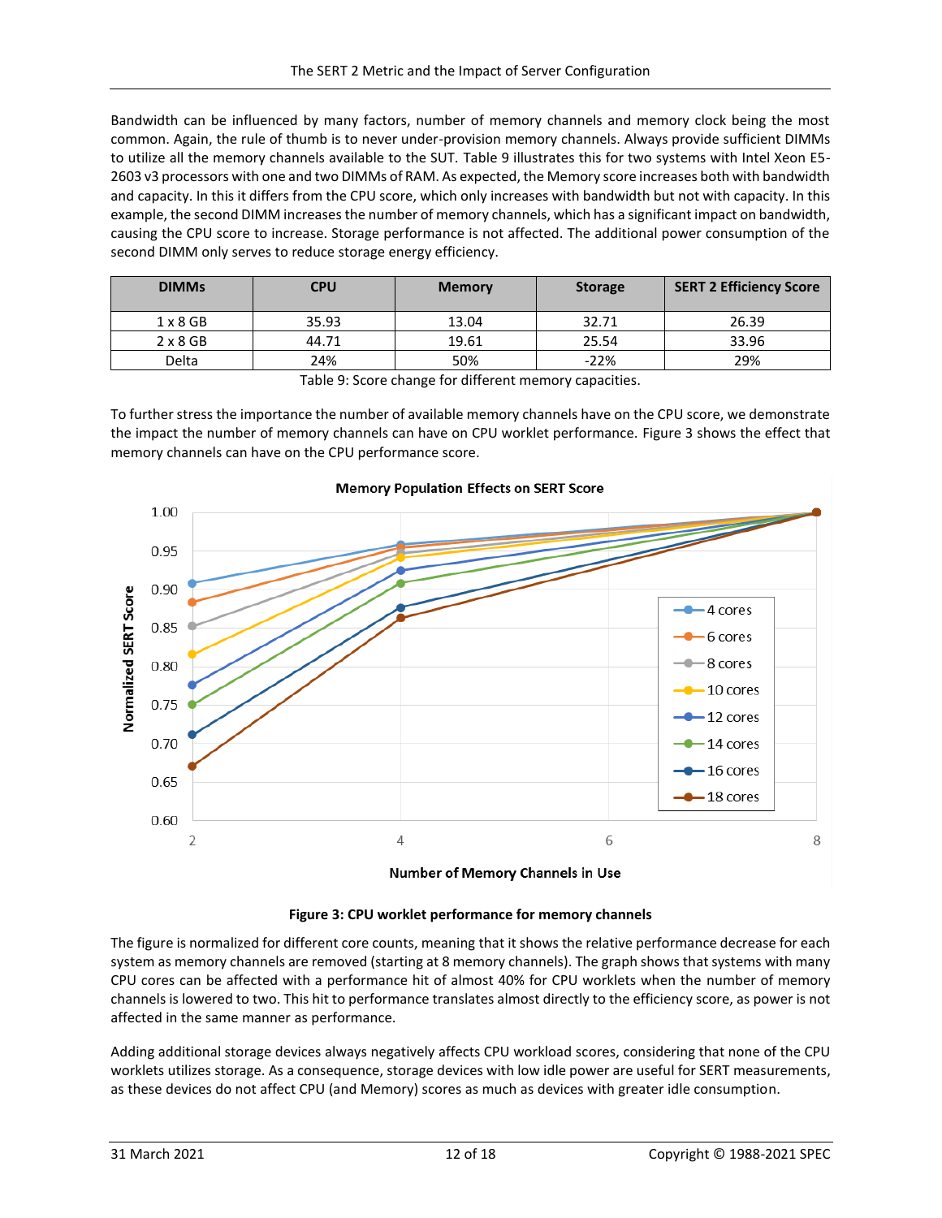Bandwidth can be influenced by many factors, number of memory channels and memory clock being the most common. Again, the rule of thumb is to never under-provision memory channels. Always provide sufficient DIMMs to utilize all the memory channels available to the SUT. Table 9 illustrates this for two systems with Intel Xeon E5-2603 v3 processors with one and two DIMMs of RAM. As expected, the Memory score increases both with bandwidth and capacity. In this it differs from the CPU score, which only increases with bandwidth but not with capacity. In this example, the second DIMM increases the number of memory channels, which has a significant impact on bandwidth, causing the CPU score to increase. Storage performance is not affected. The additional power consumption of the second DIMM only serves to reduce storage energy efficiency.

| DIMMs | CPU | Memory | Storage | SERT 2 Efficiency Score |
|---|---|---|---|---|
| 1 x 8 GB | 35.93 | 13.04 | 32.71 | 26.39 |
| 2 x 8 GB | 44.71 | 19.61 | 25.54 | 33.96 |
| Delta | 24% | 50% | -22% | 29% |

Table 9: Score change for different memory capacities.

To further stress the importance the number of available memory channels have on the CPU score, we demonstrate the impact the number of memory channels can have on CPU worklet performance. Figure 3 shows the effect that memory channels can have on the CPU performance score.

**Figure 3: CPU worklet performance for memory channels**

The figure is normalized for different core counts, meaning that it shows the relative performance decrease for each system as memory channels are removed (starting at 8 memory channels). The graph shows that systems with many CPU cores can be affected with a performance hit of almost 40% for CPU worklets when the number of memory channels is lowered to two. This hit to performance translates almost directly to the efficiency score, as power is not affected in the same manner as performance.

Adding additional storage devices always negatively affects CPU workload scores, considering that none of the CPU worklets utilizes storage. As a consequence, storage devices with low idle power are useful for SERT measurements, as these devices do not affect CPU (and Memory) scores as much as devices with greater idle consumption.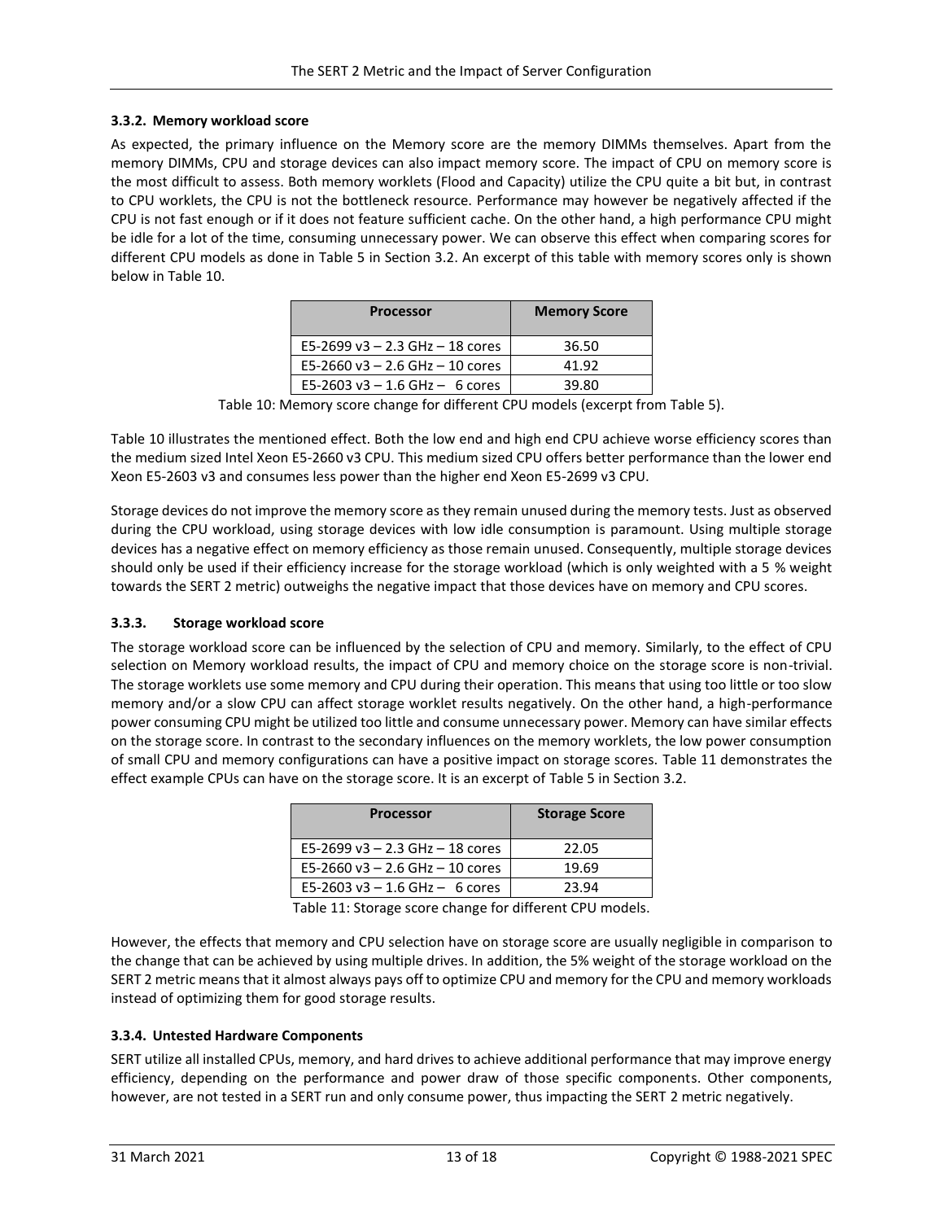### 3.3.2. Memory workload score

As expected, the primary influence on the Memory score are the memory DIMMs themselves. Apart from the memory DIMMs, CPU and storage devices can also impact memory score. The impact of CPU on memory score is the most difficult to assess. Both memory worklets (Flood and Capacity) utilize the CPU quite a bit but, in contrast to CPU worklets, the CPU is not the bottleneck resource. Performance may however be negatively affected if the CPU is not fast enough or if it does not feature sufficient cache. On the other hand, a high performance CPU might be idle for a lot of the time, consuming unnecessary power. We can observe this effect when comparing scores for different CPU models as done in Table 5 in Section 3.2. An excerpt of this table with memory scores only is shown below in Table 10.

| Processor | Memory Score |
|---|---|
| E5-2699 v3 – 2.3 GHz – 18 cores | 36.50 |
| E5-2660 v3 – 2.6 GHz – 10 cores | 41.92 |
| E5-2603 v3 – 1.6 GHz – 6 cores | 39.80 |

Table 10: Memory score change for different CPU models (excerpt from Table 5).

Table 10 illustrates the mentioned effect. Both the low end and high end CPU achieve worse efficiency scores than the medium sized Intel Xeon E5-2660 v3 CPU. This medium sized CPU offers better performance than the lower end Xeon E5-2603 v3 and consumes less power than the higher end Xeon E5-2699 v3 CPU.

Storage devices do not improve the memory score as they remain unused during the memory tests. Just as observed during the CPU workload, using storage devices with low idle consumption is paramount. Using multiple storage devices has a negative effect on memory efficiency as those remain unused. Consequently, multiple storage devices should only be used if their efficiency increase for the storage workload (which is only weighted with a 5 % weight towards the SERT 2 metric) outweighs the negative impact that those devices have on memory and CPU scores.

### 3.3.3. Storage workload score

The storage workload score can be influenced by the selection of CPU and memory. Similarly, to the effect of CPU selection on Memory workload results, the impact of CPU and memory choice on the storage score is non-trivial. The storage worklets use some memory and CPU during their operation. This means that using too little or too slow memory and/or a slow CPU can affect storage worklet results negatively. On the other hand, a high-performance power consuming CPU might be utilized too little and consume unnecessary power. Memory can have similar effects on the storage score. In contrast to the secondary influences on the memory worklets, the low power consumption of small CPU and memory configurations can have a positive impact on storage scores. Table 11 demonstrates the effect example CPUs can have on the storage score. It is an excerpt of Table 5 in Section 3.2.

| Processor | Storage Score |
|---|---|
| E5-2699 v3 – 2.3 GHz – 18 cores | 22.05 |
| E5-2660 v3 – 2.6 GHz – 10 cores | 19.69 |
| E5-2603 v3 – 1.6 GHz – 6 cores | 23.94 |

Table 11: Storage score change for different CPU models.

However, the effects that memory and CPU selection have on storage score are usually negligible in comparison to the change that can be achieved by using multiple drives. In addition, the 5% weight of the storage workload on the SERT 2 metric means that it almost always pays off to optimize CPU and memory for the CPU and memory workloads instead of optimizing them for good storage results.

### 3.3.4. Untested Hardware Components

SERT utilize all installed CPUs, memory, and hard drives to achieve additional performance that may improve energy efficiency, depending on the performance and power draw of those specific components. Other components, however, are not tested in a SERT run and only consume power, thus impacting the SERT 2 metric negatively.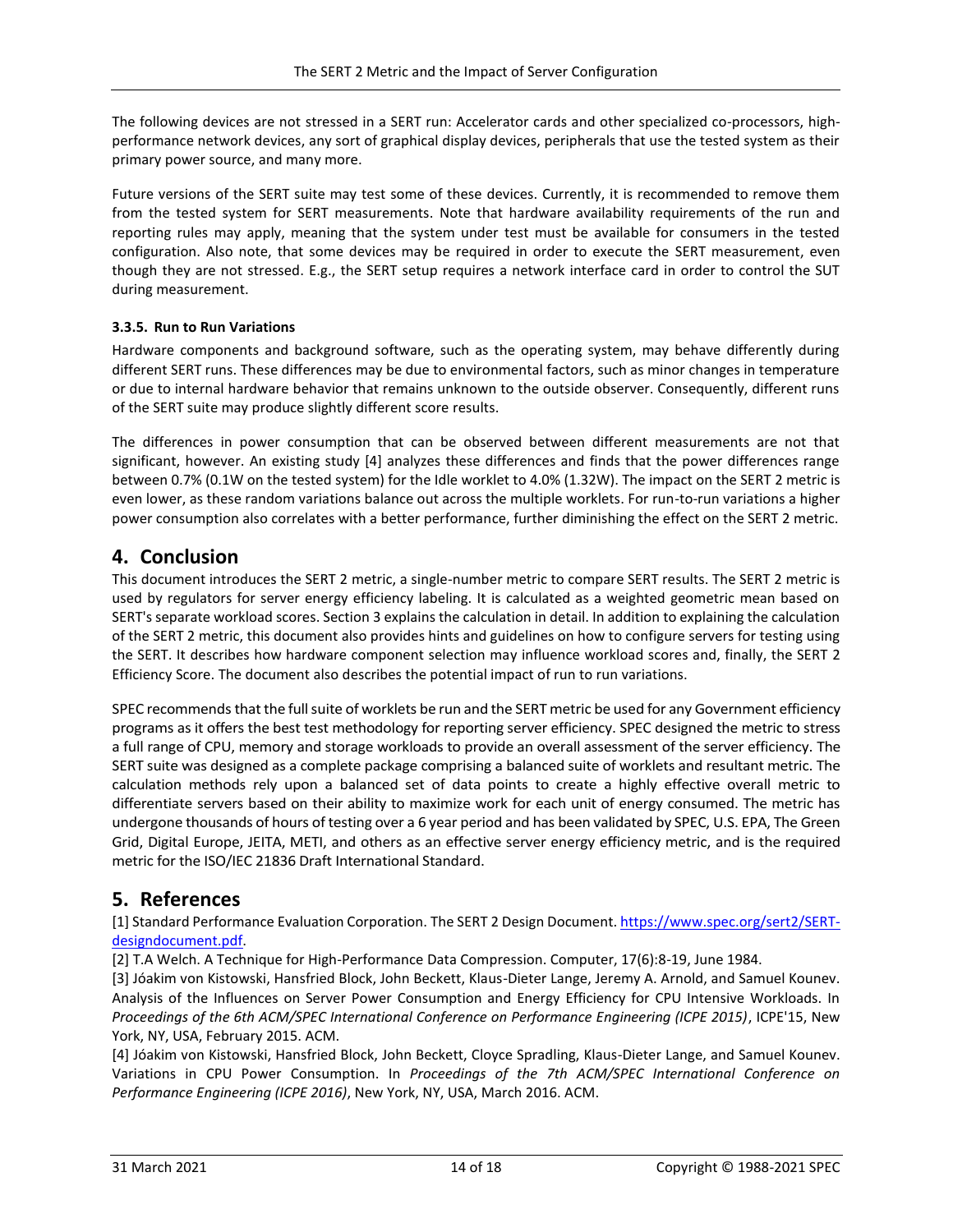The following devices are not stressed in a SERT run: Accelerator cards and other specialized co-processors, high-performance network devices, any sort of graphical display devices, peripherals that use the tested system as their primary power source, and many more.

Future versions of the SERT suite may test some of these devices. Currently, it is recommended to remove them from the tested system for SERT measurements. Note that hardware availability requirements of the run and reporting rules may apply, meaning that the system under test must be available for consumers in the tested configuration. Also note, that some devices may be required in order to execute the SERT measurement, even though they are not stressed. E.g., the SERT setup requires a network interface card in order to control the SUT during measurement.

#### 3.3.5. Run to Run Variations

Hardware components and background software, such as the operating system, may behave differently during different SERT runs. These differences may be due to environmental factors, such as minor changes in temperature or due to internal hardware behavior that remains unknown to the outside observer. Consequently, different runs of the SERT suite may produce slightly different score results.

The differences in power consumption that can be observed between different measurements are not that significant, however. An existing study [4] analyzes these differences and finds that the power differences range between 0.7% (0.1W on the tested system) for the Idle worklet to 4.0% (1.32W). The impact on the SERT 2 metric is even lower, as these random variations balance out across the multiple worklets. For run-to-run variations a higher power consumption also correlates with a better performance, further diminishing the effect on the SERT 2 metric.

# 4. Conclusion

This document introduces the SERT 2 metric, a single-number metric to compare SERT results. The SERT 2 metric is used by regulators for server energy efficiency labeling. It is calculated as a weighted geometric mean based on SERT's separate workload scores. Section 3 explains the calculation in detail. In addition to explaining the calculation of the SERT 2 metric, this document also provides hints and guidelines on how to configure servers for testing using the SERT. It describes how hardware component selection may influence workload scores and, finally, the SERT 2 Efficiency Score. The document also describes the potential impact of run to run variations.

SPEC recommends that the full suite of worklets be run and the SERT metric be used for any Government efficiency programs as it offers the best test methodology for reporting server efficiency. SPEC designed the metric to stress a full range of CPU, memory and storage workloads to provide an overall assessment of the server efficiency. The SERT suite was designed as a complete package comprising a balanced suite of worklets and resultant metric. The calculation methods rely upon a balanced set of data points to create a highly effective overall metric to differentiate servers based on their ability to maximize work for each unit of energy consumed. The metric has undergone thousands of hours of testing over a 6 year period and has been validated by SPEC, U.S. EPA, The Green Grid, Digital Europe, JEITA, METI, and others as an effective server energy efficiency metric, and is the required metric for the ISO/IEC 21836 Draft International Standard.

# 5. References

[1] Standard Performance Evaluation Corporation. The SERT 2 Design Document. https://www.spec.org/sert2/SERT-designdocument.pdf.

[2] T.A Welch. A Technique for High-Performance Data Compression. Computer, 17(6):8-19, June 1984.

[3] Jóakim von Kistowski, Hansfried Block, John Beckett, Klaus-Dieter Lange, Jeremy A. Arnold, and Samuel Kounev. Analysis of the Influences on Server Power Consumption and Energy Efficiency for CPU Intensive Workloads. In *Proceedings of the 6th ACM/SPEC International Conference on Performance Engineering (ICPE 2015)*, ICPE'15, New York, NY, USA, February 2015. ACM.

[4] Jóakim von Kistowski, Hansfried Block, John Beckett, Cloyce Spradling, Klaus-Dieter Lange, and Samuel Kounev. Variations in CPU Power Consumption. In *Proceedings of the 7th ACM/SPEC International Conference on Performance Engineering (ICPE 2016)*, New York, NY, USA, March 2016. ACM.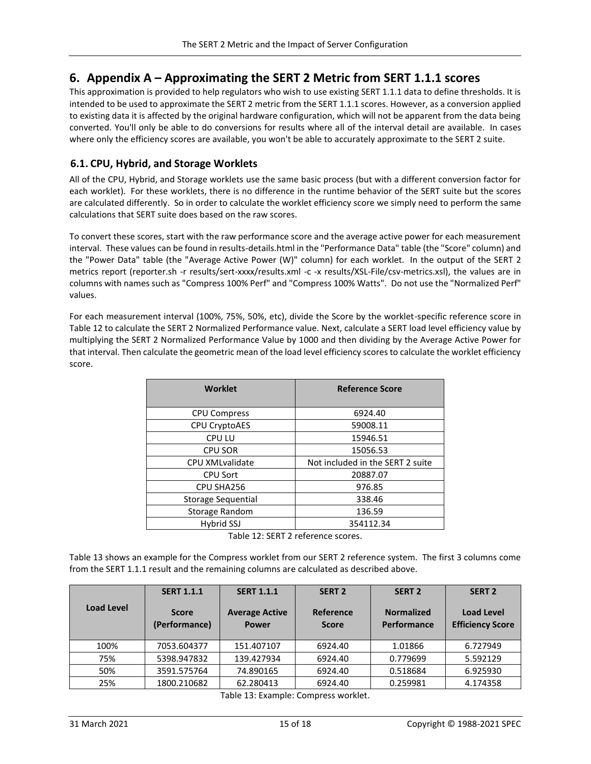# 6. Appendix A – Approximating the SERT 2 Metric from SERT 1.1.1 scores

This approximation is provided to help regulators who wish to use existing SERT 1.1.1 data to define thresholds. It is intended to be used to approximate the SERT 2 metric from the SERT 1.1.1 scores. However, as a conversion applied to existing data it is affected by the original hardware configuration, which will not be apparent from the data being converted. You'll only be able to do conversions for results where all of the interval detail are available. In cases where only the efficiency scores are available, you won't be able to accurately approximate to the SERT 2 suite.

## 6.1. CPU, Hybrid, and Storage Worklets

All of the CPU, Hybrid, and Storage worklets use the same basic process (but with a different conversion factor for each worklet). For these worklets, there is no difference in the runtime behavior of the SERT suite but the scores are calculated differently. So in order to calculate the worklet efficiency score we simply need to perform the same calculations that SERT suite does based on the raw scores.

To convert these scores, start with the raw performance score and the average active power for each measurement interval. These values can be found in results-details.html in the "Performance Data" table (the "Score" column) and the "Power Data" table (the "Average Active Power (W)" column) for each worklet. In the output of the SERT 2 metrics report (reporter.sh -r results/sert-xxxx/results.xml -c -x results/XSL-File/csv-metrics.xsl), the values are in columns with names such as "Compress 100% Perf" and "Compress 100% Watts". Do not use the "Normalized Perf" values.

For each measurement interval (100%, 75%, 50%, etc), divide the Score by the worklet-specific reference score in Table 12 to calculate the SERT 2 Normalized Performance value. Next, calculate a SERT load level efficiency value by multiplying the SERT 2 Normalized Performance Value by 1000 and then dividing by the Average Active Power for that interval. Then calculate the geometric mean of the load level efficiency scores to calculate the worklet efficiency score.

| Worklet | Reference Score |
|---|---|
| CPU Compress | 6924.40 |
| CPU CryptoAES | 59008.11 |
| CPU LU | 15946.51 |
| CPU SOR | 15056.53 |
| CPU XMLvalidate | Not included in the SERT 2 suite |
| CPU Sort | 20887.07 |
| CPU SHA256 | 976.85 |
| Storage Sequential | 338.46 |
| Storage Random | 136.59 |
| Hybrid SSJ | 354112.34 |

Table 12: SERT 2 reference scores.

Table 13 shows an example for the Compress worklet from our SERT 2 reference system. The first 3 columns come from the SERT 1.1.1 result and the remaining columns are calculated as described above.

| Load Level | SERT 1.1.1 Score (Performance) | SERT 1.1.1 Average Active Power | SERT 2 Reference Score | SERT 2 Normalized Performance | SERT 2 Load Level Efficiency Score |
|---|---|---|---|---|---|
| 100% | 7053.604377 | 151.407107 | 6924.40 | 1.01866 | 6.727949 |
| 75% | 5398.947832 | 139.427934 | 6924.40 | 0.779699 | 5.592129 |
| 50% | 3591.575764 | 74.890165 | 6924.40 | 0.518684 | 6.925930 |
| 25% | 1800.210682 | 62.280413 | 6924.40 | 0.259981 | 4.174358 |

Table 13: Example: Compress worklet.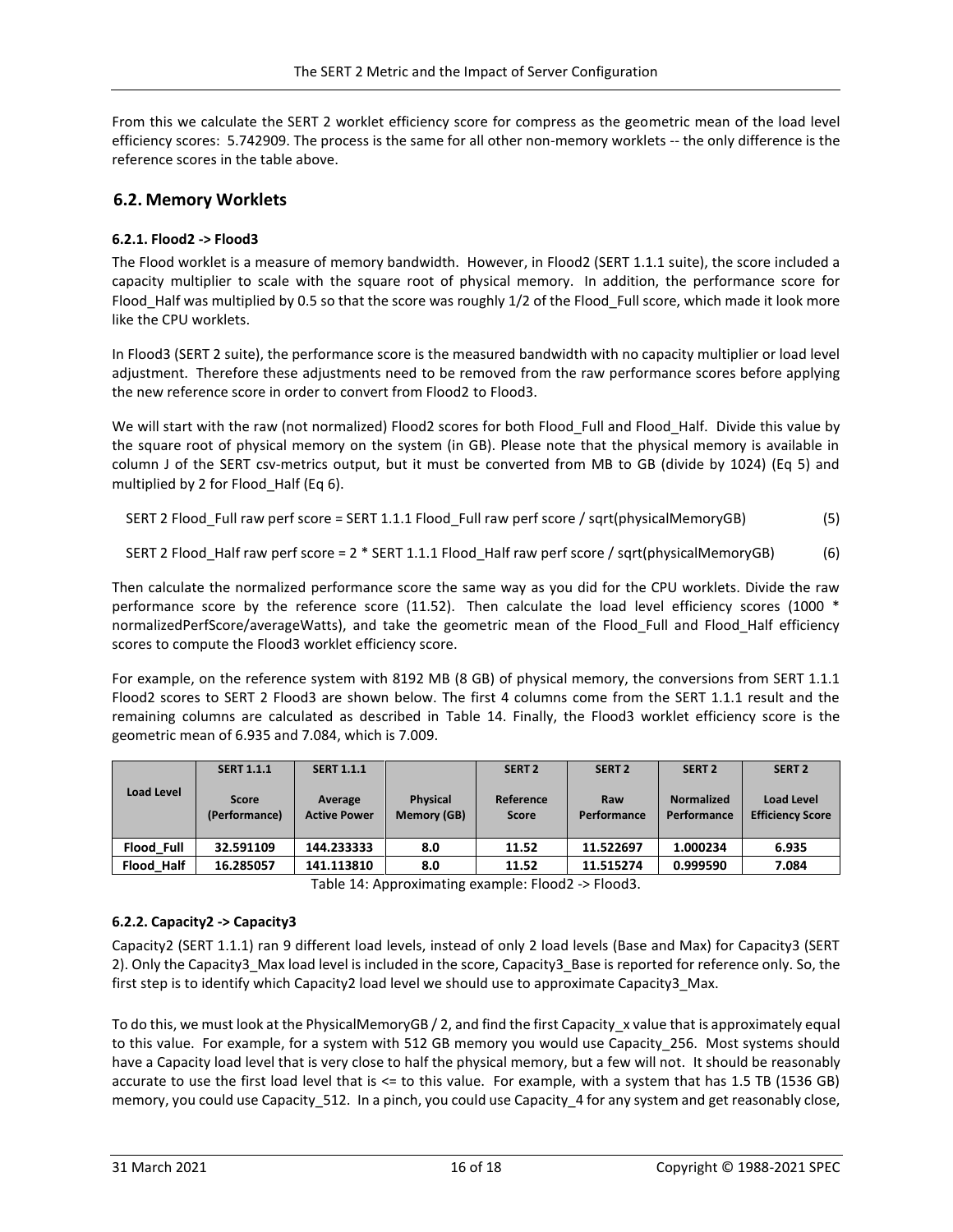From this we calculate the SERT 2 worklet efficiency score for compress as the geometric mean of the load level efficiency scores: 5.742909. The process is the same for all other non-memory worklets -- the only difference is the reference scores in the table above.

## 6.2. Memory Worklets

### 6.2.1. Flood2 -> Flood3

The Flood worklet is a measure of memory bandwidth. However, in Flood2 (SERT 1.1.1 suite), the score included a capacity multiplier to scale with the square root of physical memory. In addition, the performance score for Flood_Half was multiplied by 0.5 so that the score was roughly 1/2 of the Flood_Full score, which made it look more like the CPU worklets.

In Flood3 (SERT 2 suite), the performance score is the measured bandwidth with no capacity multiplier or load level adjustment. Therefore these adjustments need to be removed from the raw performance scores before applying the new reference score in order to convert from Flood2 to Flood3.

We will start with the raw (not normalized) Flood2 scores for both Flood_Full and Flood_Half. Divide this value by the square root of physical memory on the system (in GB). Please note that the physical memory is available in column J of the SERT csv-metrics output, but it must be converted from MB to GB (divide by 1024) (Eq 5) and multiplied by 2 for Flood_Half (Eq 6).

SERT 2 Flood_Full raw perf score = SERT 1.1.1 Flood_Full raw perf score / sqrt(physicalMemoryGB) (5)

SERT 2 Flood_Half raw perf score = 2 * SERT 1.1.1 Flood_Half raw perf score / sqrt(physicalMemoryGB) (6)

Then calculate the normalized performance score the same way as you did for the CPU worklets. Divide the raw performance score by the reference score (11.52). Then calculate the load level efficiency scores (1000 * normalizedPerfScore/averageWatts), and take the geometric mean of the Flood_Full and Flood_Half efficiency scores to compute the Flood3 worklet efficiency score.

For example, on the reference system with 8192 MB (8 GB) of physical memory, the conversions from SERT 1.1.1 Flood2 scores to SERT 2 Flood3 are shown below. The first 4 columns come from the SERT 1.1.1 result and the remaining columns are calculated as described in Table 14. Finally, the Flood3 worklet efficiency score is the geometric mean of 6.935 and 7.084, which is 7.009.

| Load Level | SERT 1.1.1 Score (Performance) | SERT 1.1.1 Average Active Power | Physical Memory (GB) | SERT 2 Reference Score | SERT 2 Raw Performance | SERT 2 Normalized Performance | SERT 2 Load Level Efficiency Score |
|---|---|---|---|---|---|---|---|
| **Flood_Full** | **32.591109** | **144.233333** | **8.0** | **11.52** | **11.522697** | **1.000234** | **6.935** |
| **Flood_Half** | **16.285057** | **141.113810** | **8.0** | **11.52** | **11.515274** | **0.999590** | **7.084** |

Table 14: Approximating example: Flood2 -> Flood3.

### 6.2.2. Capacity2 -> Capacity3

Capacity2 (SERT 1.1.1) ran 9 different load levels, instead of only 2 load levels (Base and Max) for Capacity3 (SERT 2). Only the Capacity3_Max load level is included in the score, Capacity3_Base is reported for reference only. So, the first step is to identify which Capacity2 load level we should use to approximate Capacity3_Max.

To do this, we must look at the PhysicalMemoryGB / 2, and find the first Capacity_x value that is approximately equal to this value. For example, for a system with 512 GB memory you would use Capacity_256. Most systems should have a Capacity load level that is very close to half the physical memory, but a few will not. It should be reasonably accurate to use the first load level that is <= to this value. For example, with a system that has 1.5 TB (1536 GB) memory, you could use Capacity_512. In a pinch, you could use Capacity_4 for any system and get reasonably close,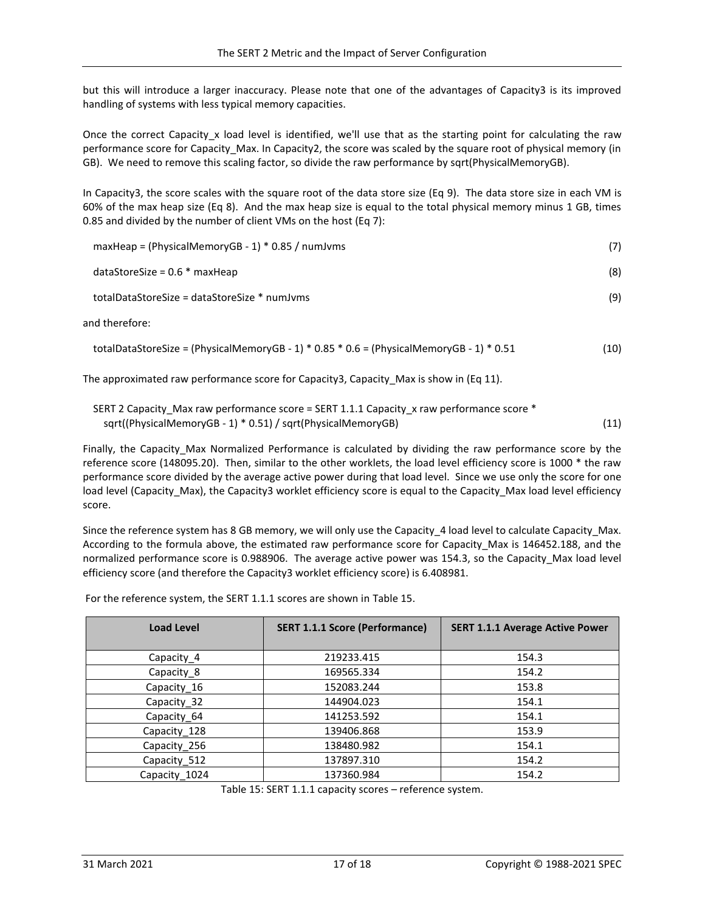but this will introduce a larger inaccuracy. Please note that one of the advantages of Capacity3 is its improved handling of systems with less typical memory capacities.

Once the correct Capacity_x load level is identified, we'll use that as the starting point for calculating the raw performance score for Capacity_Max. In Capacity2, the score was scaled by the square root of physical memory (in GB). We need to remove this scaling factor, so divide the raw performance by sqrt(PhysicalMemoryGB).

In Capacity3, the score scales with the square root of the data store size (Eq 9). The data store size in each VM is 60% of the max heap size (Eq 8). And the max heap size is equal to the total physical memory minus 1 GB, times 0.85 and divided by the number of client VMs on the host (Eq 7):

$$\text{maxHeap} = (\text{PhysicalMemoryGB} - 1) * 0.85 / \text{numJvms} \tag{7}$$

$$\text{dataStoreSize} = 0.6 * \text{maxHeap} \tag{8}$$

$$\text{totalDataStoreSize} = \text{dataStoreSize} * \text{numJvms} \tag{9}$$

and therefore:

$$\text{totalDataStoreSize} = (\text{PhysicalMemoryGB} - 1) * 0.85 * 0.6 = (\text{PhysicalMemoryGB} - 1) * 0.51 \tag{10}$$

The approximated raw performance score for Capacity3, Capacity_Max is show in (Eq 11).

$$\text{SERT 2 Capacity\_Max raw performance score} = \text{SERT 1.1.1 Capacity\_x raw performance score} * \text{sqrt}((\text{PhysicalMemoryGB} - 1) * 0.51) / \text{sqrt}(\text{PhysicalMemoryGB}) \tag{11}$$

Finally, the Capacity_Max Normalized Performance is calculated by dividing the raw performance score by the reference score (148095.20). Then, similar to the other worklets, the load level efficiency score is 1000 * the raw performance score divided by the average active power during that load level. Since we use only the score for one load level (Capacity_Max), the Capacity3 worklet efficiency score is equal to the Capacity_Max load level efficiency score.

Since the reference system has 8 GB memory, we will only use the Capacity_4 load level to calculate Capacity_Max. According to the formula above, the estimated raw performance score for Capacity_Max is 146452.188, and the normalized performance score is 0.988906. The average active power was 154.3, so the Capacity_Max load level efficiency score (and therefore the Capacity3 worklet efficiency score) is 6.408981.

For the reference system, the SERT 1.1.1 scores are shown in Table 15.

| Load Level | SERT 1.1.1 Score (Performance) | SERT 1.1.1 Average Active Power |
|---|---|---|
| Capacity_4 | 219233.415 | 154.3 |
| Capacity_8 | 169565.334 | 154.2 |
| Capacity_16 | 152083.244 | 153.8 |
| Capacity_32 | 144904.023 | 154.1 |
| Capacity_64 | 141253.592 | 154.1 |
| Capacity_128 | 139406.868 | 153.9 |
| Capacity_256 | 138480.982 | 154.1 |
| Capacity_512 | 137897.310 | 154.2 |
| Capacity_1024 | 137360.984 | 154.2 |

Table 15: SERT 1.1.1 capacity scores – reference system.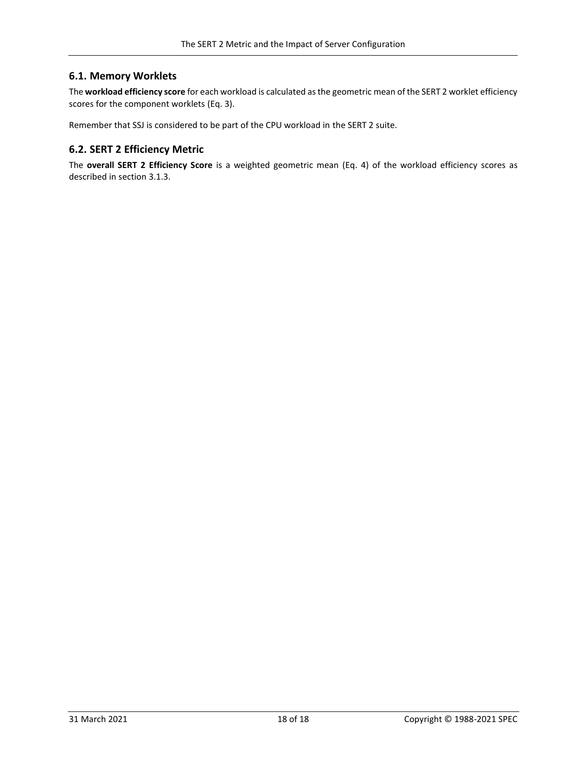## 6.1. Memory Worklets

The **workload efficiency score** for each workload is calculated as the geometric mean of the SERT 2 worklet efficiency scores for the component worklets (Eq. 3).

Remember that SSJ is considered to be part of the CPU workload in the SERT 2 suite.

## 6.2. SERT 2 Efficiency Metric

The **overall SERT 2 Efficiency Score** is a weighted geometric mean (Eq. 4) of the workload efficiency scores as described in section 3.1.3.